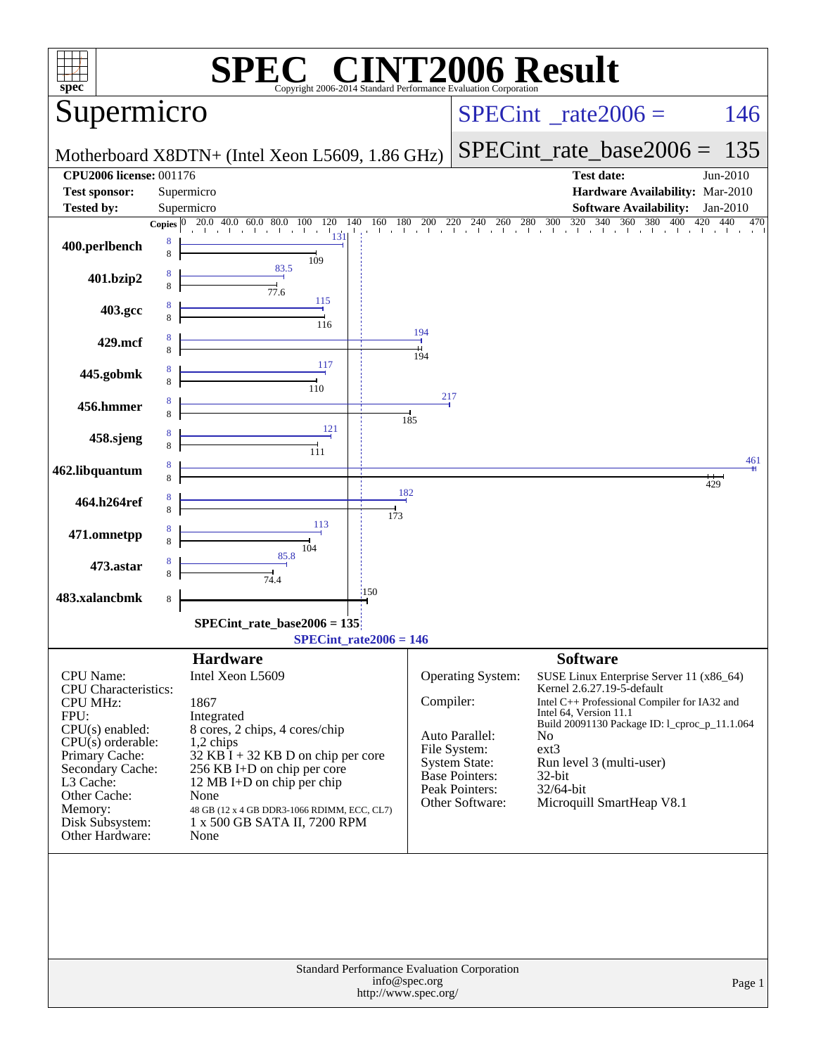# SPEC® CINT2006 Result

Copyright 2006-2014 Standard Performance Evaluation Corporation

## Supermicro

Motherboard X8DTN+ (Intel Xeon L5609, 1.86 GHz)

**SPECint_rate2006 = 146**

**SPECint_rate_base2006 = 135**

| | | | |
|---|---|---|---|
| **CPU2006 license:** | 001176 | **Test date:** | Jun-2010 |
| **Test sponsor:** | Supermicro | **Hardware Availability:** | Mar-2010 |
| **Tested by:** | Supermicro | **Software Availability:** | Jan-2010 |

| Benchmark | Copies | Peak | Base |
|---|---|---|---|
| 400.perlbench | 8 | 131 | 109 |
| 401.bzip2 | 8 | 83.5 | 77.6 |
| 403.gcc | 8 | 115 | 116 |
| 429.mcf | 8 | 194 | 194 |
| 445.gobmk | 8 | 117 | 110 |
| 456.hmmer | 8 | 217 | 185 |
| 458.sjeng | 8 | 121 | 111 |
| 462.libquantum | 8 | 461 | 429 |
| 464.h264ref | 8 | 182 | 173 |
| 471.omnetpp | 8 | 113 | 104 |
| 473.astar | 8 | 85.8 | 74.4 |
| 483.xalancbmk | 8 | | 150 |

SPECint_rate_base2006 = 135

SPECint_rate2006 = 146

### Hardware

| | |
|---|---|
| CPU Name: | Intel Xeon L5609 |
| CPU Characteristics: | |
| CPU MHz: | 1867 |
| FPU: | Integrated |
| CPU(s) enabled: | 8 cores, 2 chips, 4 cores/chip |
| CPU(s) orderable: | 1,2 chips |
| Primary Cache: | 32 KB I + 32 KB D on chip per core |
| Secondary Cache: | 256 KB I+D on chip per core |
| L3 Cache: | 12 MB I+D on chip per chip |
| Other Cache: | None |
| Memory: | 48 GB (12 x 4 GB DDR3-1066 RDIMM, ECC, CL7) |
| Disk Subsystem: | 1 x 500 GB SATA II, 7200 RPM |
| Other Hardware: | None |

### Software

| | |
|---|---|
| Operating System: | SUSE Linux Enterprise Server 11 (x86_64) Kernel 2.6.27.19-5-default |
| Compiler: | Intel C++ Professional Compiler for IA32 and Intel 64, Version 11.1 Build 20091130 Package ID: l_cproc_p_11.1.064 |
| Auto Parallel: | No |
| File System: | ext3 |
| System State: | Run level 3 (multi-user) |
| Base Pointers: | 32-bit |
| Peak Pointers: | 32/64-bit |
| Other Software: | Microquill SmartHeap V8.1 |

Standard Performance Evaluation Corporation
info@spec.org
http://www.spec.org/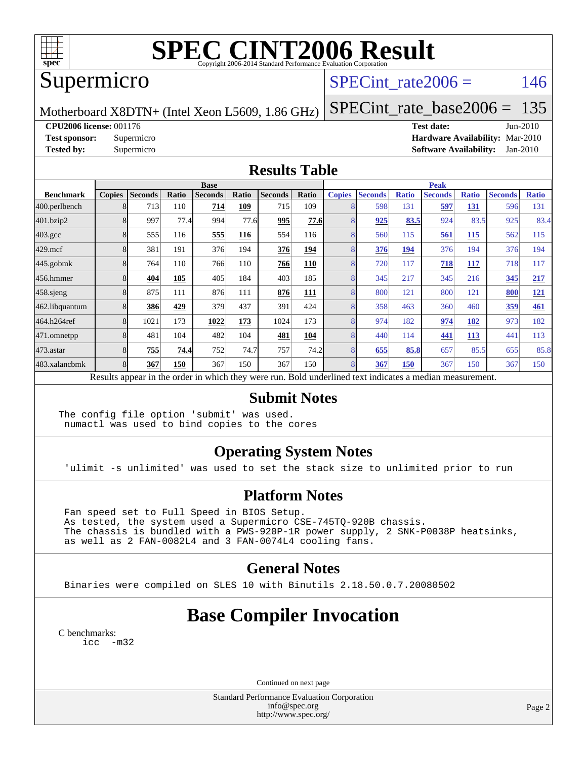# SPEC CINT2006 Result

Copyright 2006-2014 Standard Performance Evaluation Corporation

## Supermicro

Motherboard X8DTN+ (Intel Xeon L5609, 1.86 GHz)

SPECint_rate2006 = 146

SPECint_rate_base2006 = 135

**CPU2006 license:** 001176
**Test sponsor:** Supermicro
**Tested by:** Supermicro

**Test date:** Jun-2010
**Hardware Availability:** Mar-2010
**Software Availability:** Jan-2010

## Results Table

| Benchmark | Base | | | | | | | Peak | | | | | | |
|---|---|---|---|---|---|---|---|---|---|---|---|---|---|---|
| | Copies | Seconds | Ratio | Seconds | Ratio | Seconds | Ratio | Copies | Seconds | Ratio | Seconds | Ratio | Seconds | Ratio |
| 400.perlbench | 8 | 713 | 110 | **714** | **109** | 715 | 109 | 8 | 598 | 131 | **597** | **131** | 596 | 131 |
| 401.bzip2 | 8 | 997 | 77.4 | 994 | 77.6 | **995** | **77.6** | 8 | **925** | **83.5** | 924 | 83.5 | 925 | 83.4 |
| 403.gcc | 8 | 555 | 116 | **555** | **116** | 554 | 116 | 8 | 560 | 115 | **561** | **115** | 562 | 115 |
| 429.mcf | 8 | 381 | 191 | 376 | 194 | **376** | **194** | 8 | **376** | **194** | 376 | 194 | 376 | 194 |
| 445.gobmk | 8 | 764 | 110 | 766 | 110 | **766** | **110** | 8 | 720 | 117 | **718** | **117** | 718 | 117 |
| 456.hmmer | 8 | **404** | **185** | 405 | 184 | 403 | 185 | 8 | 345 | 217 | 345 | 216 | **345** | **217** |
| 458.sjeng | 8 | 875 | 111 | 876 | 111 | **876** | **111** | 8 | 800 | 121 | 800 | 121 | **800** | **121** |
| 462.libquantum | 8 | **386** | **429** | 379 | 437 | 391 | 424 | 8 | 358 | 463 | 360 | 460 | **359** | **461** |
| 464.h264ref | 8 | 1021 | 173 | **1022** | **173** | 1024 | 173 | 8 | 974 | 182 | **974** | **182** | 973 | 182 |
| 471.omnetpp | 8 | 481 | 104 | 482 | 104 | **481** | **104** | 8 | 440 | 114 | **441** | **113** | 441 | 113 |
| 473.astar | 8 | **755** | **74.4** | 752 | 74.7 | 757 | 74.2 | 8 | **655** | **85.8** | 657 | 85.5 | 655 | 85.8 |
| 483.xalancbmk | 8 | **367** | **150** | 367 | 150 | 367 | 150 | 8 | **367** | **150** | 367 | 150 | 367 | 150 |

Results appear in the order in which they were run. Bold underlined text indicates a median measurement.

## Submit Notes

```
The config file option 'submit' was used.
 numactl was used to bind copies to the cores
```

## Operating System Notes

```
'ulimit -s unlimited' was used to set the stack size to unlimited prior to run
```

## Platform Notes

```
Fan speed set to Full Speed in BIOS Setup.
As tested, the system used a Supermicro CSE-745TQ-920B chassis.
The chassis is bundled with a PWS-920P-1R power supply, 2 SNK-P0038P heatsinks,
as well as 2 FAN-0082L4 and 3 FAN-0074L4 cooling fans.
```

## General Notes

```
Binaries were compiled on SLES 10 with Binutils 2.18.50.0.7.20080502
```

## Base Compiler Invocation

C benchmarks:
```
icc  -m32
```

Continued on next page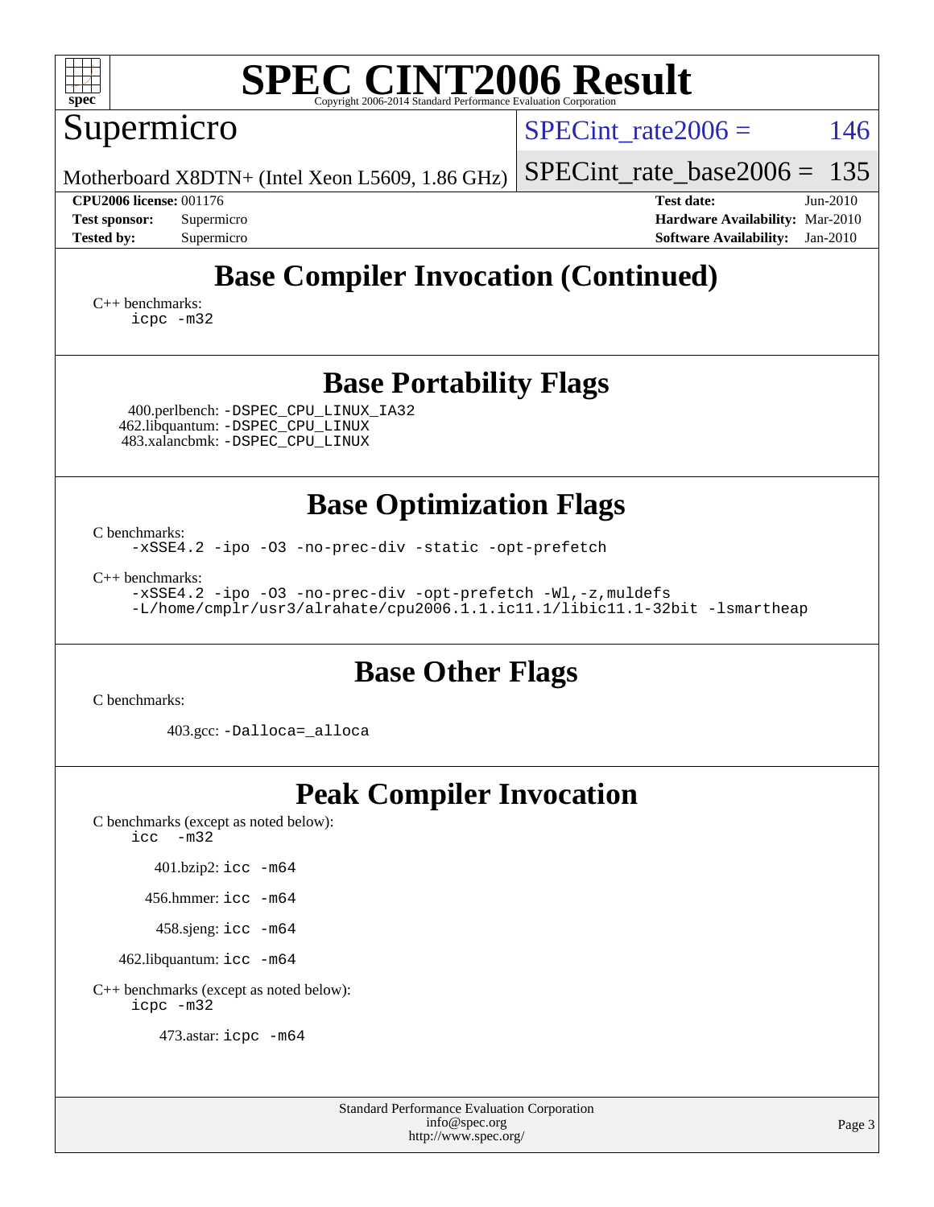# SPEC CINT2006 Result

Copyright 2006-2014 Standard Performance Evaluation Corporation

Supermicro

Motherboard X8DTN+ (Intel Xeon L5609, 1.86 GHz)

SPECint_rate2006 = 146

SPECint_rate_base2006 = 135

**CPU2006 license:** 001176
**Test sponsor:** Supermicro
**Tested by:** Supermicro

**Test date:** Jun-2010
**Hardware Availability:** Mar-2010
**Software Availability:** Jan-2010

## Base Compiler Invocation (Continued)

C++ benchmarks:
```
icpc -m32
```

## Base Portability Flags

400.perlbench: `-DSPEC_CPU_LINUX_IA32`
462.libquantum: `-DSPEC_CPU_LINUX`
483.xalancbmk: `-DSPEC_CPU_LINUX`

## Base Optimization Flags

C benchmarks:
```
-xSSE4.2 -ipo -O3 -no-prec-div -static -opt-prefetch
```

C++ benchmarks:
```
-xSSE4.2 -ipo -O3 -no-prec-div -opt-prefetch -Wl,-z,muldefs
-L/home/cmplr/usr3/alrahate/cpu2006.1.1.ic11.1/libic11.1-32bit -lsmartheap
```

## Base Other Flags

C benchmarks:

403.gcc: `-Dalloca=_alloca`

## Peak Compiler Invocation

C benchmarks (except as noted below):
```
icc  -m32
```

401.bzip2: `icc -m64`

456.hmmer: `icc -m64`

458.sjeng: `icc -m64`

462.libquantum: `icc -m64`

C++ benchmarks (except as noted below):
```
icpc -m32
```

473.astar: `icpc -m64`

Standard Performance Evaluation Corporation
info@spec.org
http://www.spec.org/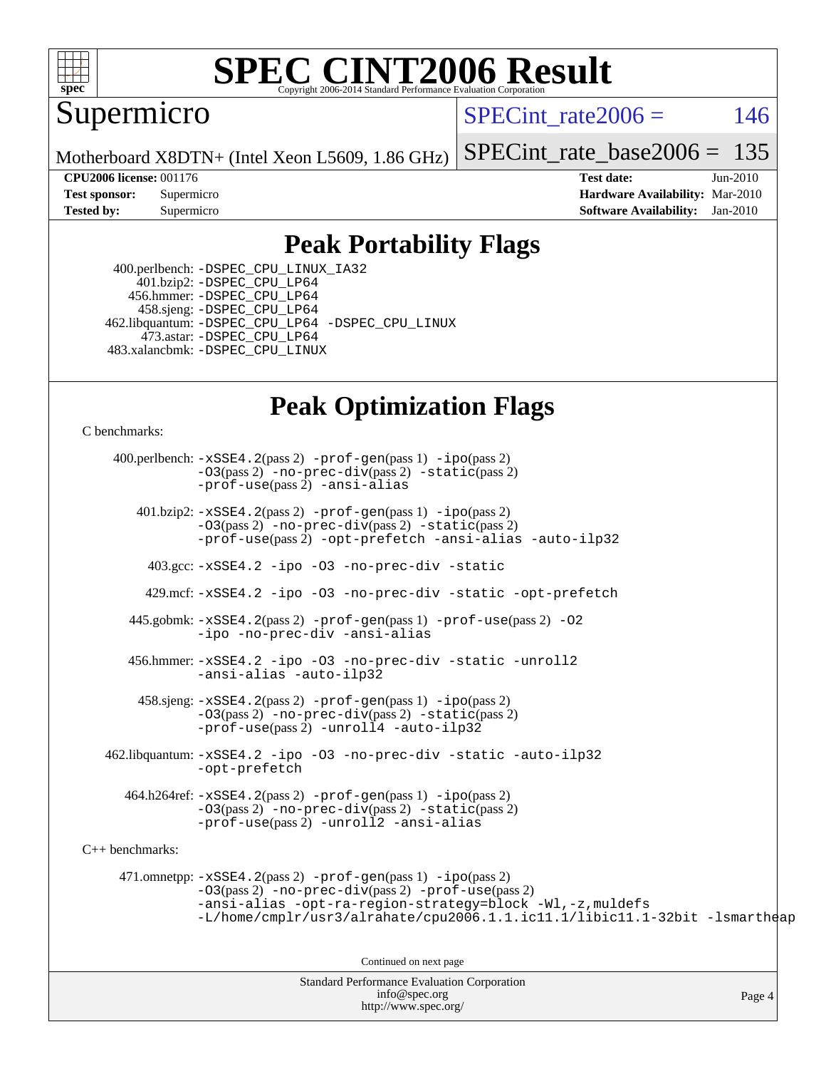# SPEC CINT2006 Result

Copyright 2006-2014 Standard Performance Evaluation Corporation

## Supermicro

Motherboard X8DTN+ (Intel Xeon L5609, 1.86 GHz)

SPECint_rate2006 = 146

SPECint_rate_base2006 = 135

**CPU2006 license:** 001176
**Test sponsor:** Supermicro
**Tested by:** Supermicro

**Test date:** Jun-2010
**Hardware Availability:** Mar-2010
**Software Availability:** Jan-2010

## Peak Portability Flags

400.perlbench: -DSPEC_CPU_LINUX_IA32
401.bzip2: -DSPEC_CPU_LP64
456.hmmer: -DSPEC_CPU_LP64
458.sjeng: -DSPEC_CPU_LP64
462.libquantum: -DSPEC_CPU_LP64 -DSPEC_CPU_LINUX
473.astar: -DSPEC_CPU_LP64
483.xalancbmk: -DSPEC_CPU_LINUX

## Peak Optimization Flags

C benchmarks:

400.perlbench: -xSSE4.2(pass 2) -prof-gen(pass 1) -ipo(pass 2) -O3(pass 2) -no-prec-div(pass 2) -static(pass 2) -prof-use(pass 2) -ansi-alias

401.bzip2: -xSSE4.2(pass 2) -prof-gen(pass 1) -ipo(pass 2) -O3(pass 2) -no-prec-div(pass 2) -static(pass 2) -prof-use(pass 2) -opt-prefetch -ansi-alias -auto-ilp32

403.gcc: -xSSE4.2 -ipo -O3 -no-prec-div -static

429.mcf: -xSSE4.2 -ipo -O3 -no-prec-div -static -opt-prefetch

445.gobmk: -xSSE4.2(pass 2) -prof-gen(pass 1) -prof-use(pass 2) -O2 -ipo -no-prec-div -ansi-alias

456.hmmer: -xSSE4.2 -ipo -O3 -no-prec-div -static -unroll2 -ansi-alias -auto-ilp32

458.sjeng: -xSSE4.2(pass 2) -prof-gen(pass 1) -ipo(pass 2) -O3(pass 2) -no-prec-div(pass 2) -static(pass 2) -prof-use(pass 2) -unroll4 -auto-ilp32

462.libquantum: -xSSE4.2 -ipo -O3 -no-prec-div -static -auto-ilp32 -opt-prefetch

464.h264ref: -xSSE4.2(pass 2) -prof-gen(pass 1) -ipo(pass 2) -O3(pass 2) -no-prec-div(pass 2) -static(pass 2) -prof-use(pass 2) -unroll2 -ansi-alias

C++ benchmarks:

471.omnetpp: -xSSE4.2(pass 2) -prof-gen(pass 1) -ipo(pass 2) -O3(pass 2) -no-prec-div(pass 2) -prof-use(pass 2) -ansi-alias -opt-ra-region-strategy=block -Wl,-z,muldefs -L/home/cmplr/usr3/alrahate/cpu2006.1.1.ic11.1/libic11.1-32bit -lsmartheap

Continued on next page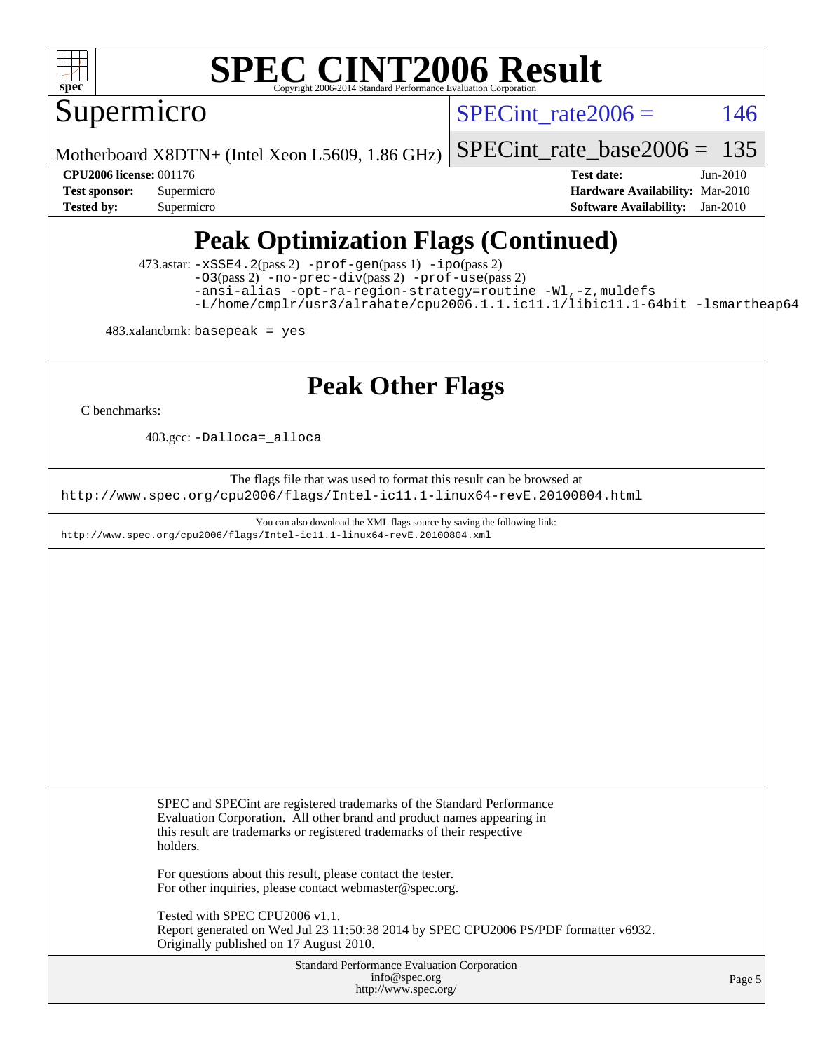# SPEC CINT2006 Result

Copyright 2006-2014 Standard Performance Evaluation Corporation

Supermicro

Motherboard X8DTN+ (Intel Xeon L5609, 1.86 GHz)

SPECint_rate2006 = 146

SPECint_rate_base2006 = 135

**CPU2006 license:** 001176
**Test sponsor:** Supermicro
**Tested by:** Supermicro

**Test date:** Jun-2010
**Hardware Availability:** Mar-2010
**Software Availability:** Jan-2010

## Peak Optimization Flags (Continued)

473.astar: -xSSE4.2(pass 2) -prof-gen(pass 1) -ipo(pass 2) -O3(pass 2) -no-prec-div(pass 2) -prof-use(pass 2) -ansi-alias -opt-ra-region-strategy=routine -Wl,-z,muldefs -L/home/cmplr/usr3/alrahate/cpu2006.1.1.ic11.1/libic11.1-64bit -lsmartheap64

483.xalancbmk: basepeak = yes

## Peak Other Flags

C benchmarks:

403.gcc: -Dalloca=_alloca

The flags file that was used to format this result can be browsed at
http://www.spec.org/cpu2006/flags/Intel-ic11.1-linux64-revE.20100804.html

You can also download the XML flags source by saving the following link:
http://www.spec.org/cpu2006/flags/Intel-ic11.1-linux64-revE.20100804.xml

SPEC and SPECint are registered trademarks of the Standard Performance Evaluation Corporation. All other brand and product names appearing in this result are trademarks or registered trademarks of their respective holders.

For questions about this result, please contact the tester.
For other inquiries, please contact webmaster@spec.org.

Tested with SPEC CPU2006 v1.1.
Report generated on Wed Jul 23 11:50:38 2014 by SPEC CPU2006 PS/PDF formatter v6932.
Originally published on 17 August 2010.

Standard Performance Evaluation Corporation
info@spec.org
http://www.spec.org/